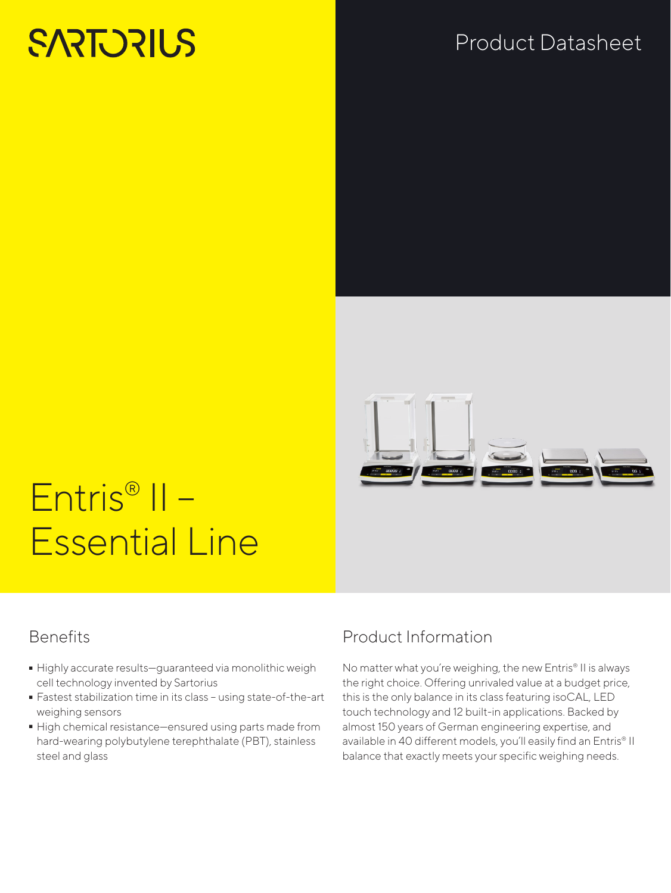SARTORIUS

Product Datasheet

# Entris® II – Essential Line

## Benefits

- Highly accurate results—guaranteed via monolithic weigh cell technology invented by Sartorius
- Fastest stabilization time in its class – using state-of-the-art weighing sensors
- High chemical resistance—ensured using parts made from hard-wearing polybutylene terephthalate (PBT), stainless steel and glass

## Product Information

No matter what you're weighing, the new Entris® II is always the right choice. Offering unrivaled value at a budget price, this is the only balance in its class featuring isoCAL, LED touch technology and 12 built-in applications. Backed by almost 150 years of German engineering expertise, and available in 40 different models, you'll easily find an Entris® II balance that exactly meets your specific weighing needs.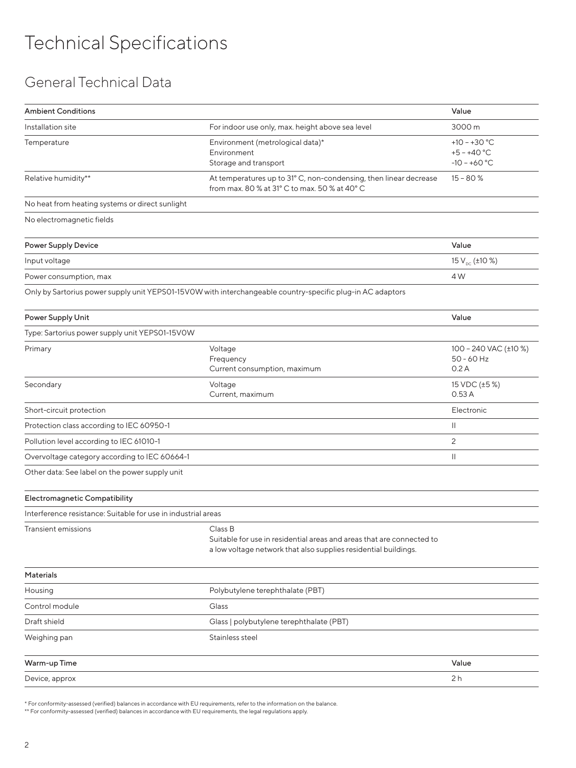# Technical Specifications

## General Technical Data

| Ambient Conditions | | Value |
|---|---|---|
| Installation site | For indoor use only, max. height above sea level | 3000 m |
| Temperature | Environment (metrological data)*<br>Environment<br>Storage and transport | +10 – +30 °C<br>+5 – +40 °C<br>-10 – +60 °C |
| Relative humidity** | At temperatures up to 31° C, non-condensing, then linear decrease from max. 80 % at 31° C to max. 50 % at 40° C | 15 – 80 % |
| No heat from heating systems or direct sunlight | | |
| No electromagnetic fields | | |

| Power Supply Device | Value |
|---|---|
| Input voltage | 15 $V_{DC}$ (±10 %) |
| Power consumption, max | 4 W |

Only by Sartorius power supply unit YEPS01-15V0W with interchangeable country-specific plug-in AC adaptors

| Power Supply Unit | | Value |
|---|---|---|
| Type: Sartorius power supply unit YEPS01-15V0W | | |
| Primary | Voltage<br>Frequency<br>Current consumption, maximum | 100 – 240 VAC (±10 %)<br>50 - 60 Hz<br>0.2 A |
| Secondary | Voltage<br>Current, maximum | 15 VDC (±5 %)<br>0.53 A |
| Short-circuit protection | | Electronic |
| Protection class according to IEC 60950-1 | | II |
| Pollution level according to IEC 61010-1 | | 2 |
| Overvoltage category according to IEC 60664-1 | | II |
| Other data: See label on the power supply unit | | |

| Electromagnetic Compatibility | |
|---|---|
| Interference resistance: Suitable for use in industrial areas | |
| Transient emissions | Class B<br>Suitable for use in residential areas and areas that are connected to a low voltage network that also supplies residential buildings. |

| Materials | |
|---|---|
| Housing | Polybutylene terephthalate (PBT) |
| Control module | Glass |
| Draft shield | Glass \| polybutylene terephthalate (PBT) |
| Weighing pan | Stainless steel |

| Warm-up Time | Value |
|---|---|
| Device, approx | 2 h |

\* For conformity-assessed (verified) balances in accordance with EU requirements, refer to the information on the balance.
\*\* For conformity-assessed (verified) balances in accordance with EU requirements, the legal regulations apply.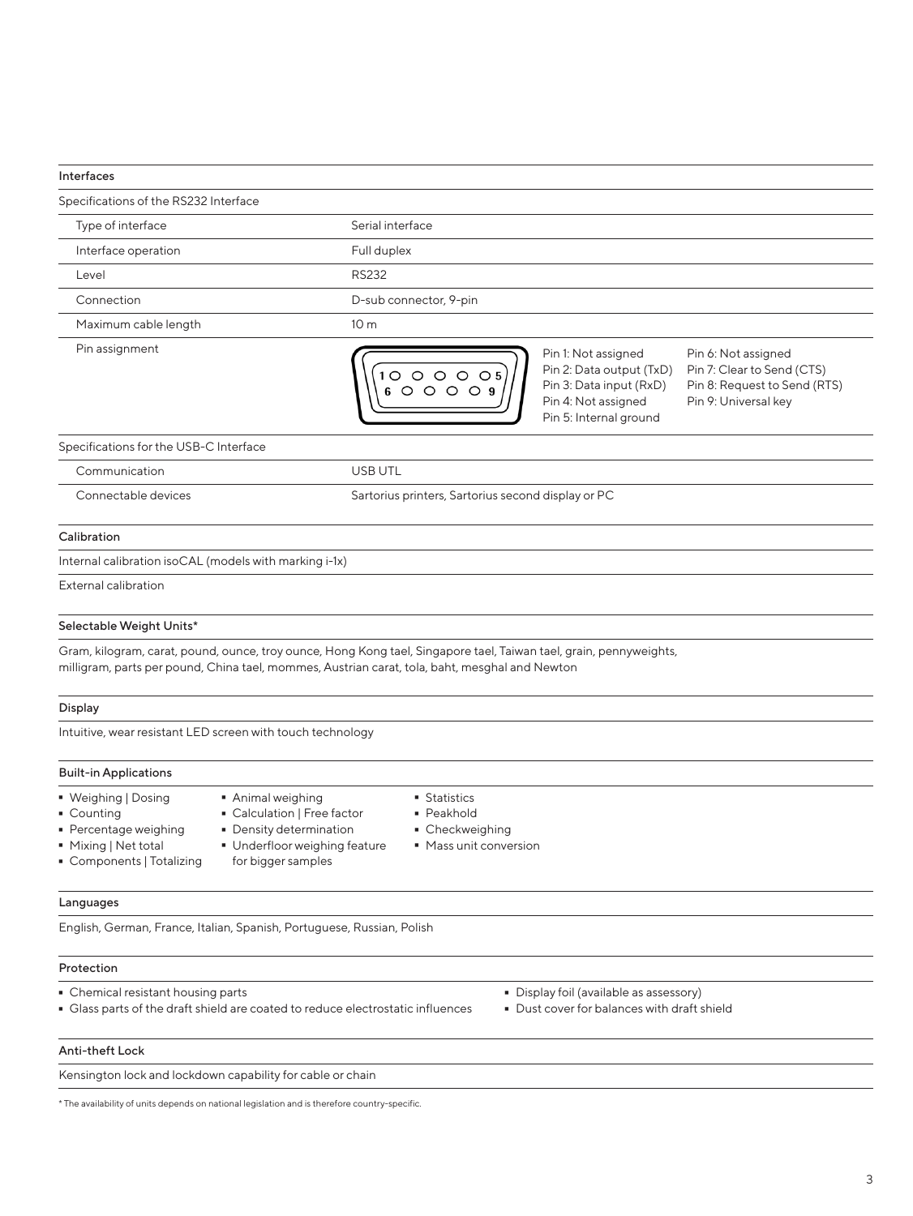## Interfaces

### Specifications of the RS232 Interface

| | |
|---|---|
| Type of interface | Serial interface |
| Interface operation | Full duplex |
| Level | RS232 |
| Connection | D-sub connector, 9-pin |
| Maximum cable length | 10 m |
| Pin assignment | Pin 1: Not assigned<br>Pin 2: Data output (TxD)<br>Pin 3: Data input (RxD)<br>Pin 4: Not assigned<br>Pin 5: Internal ground<br>Pin 6: Not assigned<br>Pin 7: Clear to Send (CTS)<br>Pin 8: Request to Send (RTS)<br>Pin 9: Universal key |

### Specifications for the USB-C Interface

| | |
|---|---|
| Communication | USB UTL |
| Connectable devices | Sartorius printers, Sartorius second display or PC |

## Calibration

Internal calibration isoCAL (models with marking i-1x)

External calibration

## Selectable Weight Units*

Gram, kilogram, carat, pound, ounce, troy ounce, Hong Kong tael, Singapore tael, Taiwan tael, grain, pennyweights, milligram, parts per pound, China tael, mommes, Austrian carat, tola, baht, mesghal and Newton

## Display

Intuitive, wear resistant LED screen with touch technology

## Built-in Applications

- Weighing | Dosing
- Counting
- Percentage weighing
- Mixing | Net total
- Components | Totalizing
- Animal weighing
- Calculation | Free factor
- Density determination
- Underfloor weighing feature for bigger samples
- Statistics
- Peakhold
- Checkweighing
- Mass unit conversion

## Languages

English, German, France, Italian, Spanish, Portuguese, Russian, Polish

## Protection

- Chemical resistant housing parts
- Glass parts of the draft shield are coated to reduce electrostatic influences
- Display foil (available as assessory)
- Dust cover for balances with draft shield

## Anti-theft Lock

Kensington lock and lockdown capability for cable or chain

* The availability of units depends on national legislation and is therefore country-specific.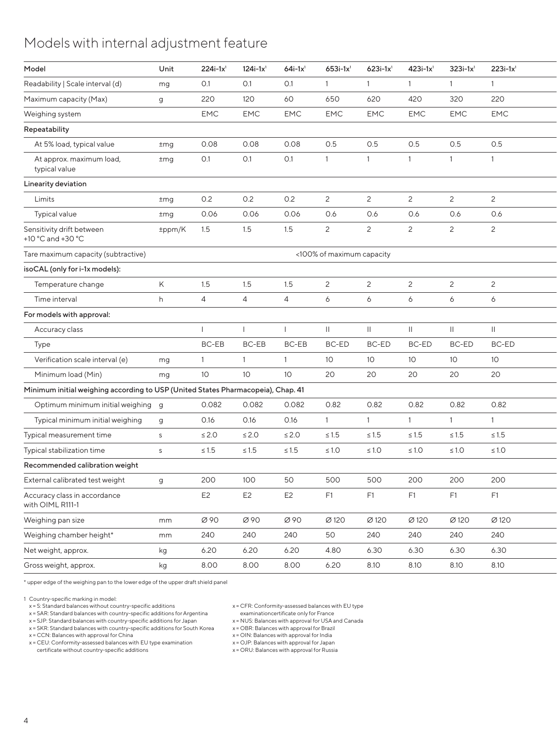# Models with internal adjustment feature

| Model | Unit | 224i-1x[1] | 124i-1x[1] | 64i-1x[1] | 653i-1x[1] | 623i-1x[1] | 423i-1x[1] | 323i-1x[1] | 223i-1x[1] |
|---|---|---|---|---|---|---|---|---|---|
| Readability \| Scale interval (d) | mg | 0.1 | 0.1 | 0.1 | 1 | 1 | 1 | 1 | 1 |
| Maximum capacity (Max) | g | 220 | 120 | 60 | 650 | 620 | 420 | 320 | 220 |
| Weighing system | | EMC | EMC | EMC | EMC | EMC | EMC | EMC | EMC |
| **Repeatability** | | | | | | | | | |
| At 5% load, typical value | ±mg | 0.08 | 0.08 | 0.08 | 0.5 | 0.5 | 0.5 | 0.5 | 0.5 |
| At approx. maximum load, typical value | ±mg | 0.1 | 0.1 | 0.1 | 1 | 1 | 1 | 1 | 1 |
| **Linearity deviation** | | | | | | | | | |
| Limits | ±mg | 0.2 | 0.2 | 0.2 | 2 | 2 | 2 | 2 | 2 |
| Typical value | ±mg | 0.06 | 0.06 | 0.06 | 0.6 | 0.6 | 0.6 | 0.6 | 0.6 |
| Sensitivity drift between +10 °C and +30 °C | ±ppm/K | 1.5 | 1.5 | 1.5 | 2 | 2 | 2 | 2 | 2 |
| Tare maximum capacity (subtractive) | | <100% of maximum capacity | | | | | | | |
| **isoCAL (only for i-1x models):** | | | | | | | | | |
| Temperature change | K | 1.5 | 1.5 | 1.5 | 2 | 2 | 2 | 2 | 2 |
| Time interval | h | 4 | 4 | 4 | 6 | 6 | 6 | 6 | 6 |
| **For models with approval:** | | | | | | | | | |
| Accuracy class | | I | I | I | II | II | II | II | II |
| Type | | BC-EB | BC-EB | BC-EB | BC-ED | BC-ED | BC-ED | BC-ED | BC-ED |
| Verification scale interval (e) | mg | 1 | 1 | 1 | 10 | 10 | 10 | 10 | 10 |
| Minimum load (Min) | mg | 10 | 10 | 10 | 20 | 20 | 20 | 20 | 20 |
| **Minimum initial weighing according to USP (United States Pharmacopeia), Chap. 41** | | | | | | | | | |
| Optimum minimum initial weighing | g | 0.082 | 0.082 | 0.082 | 0.82 | 0.82 | 0.82 | 0.82 | 0.82 |
| Typical minimum initial weighing | g | 0.16 | 0.16 | 0.16 | 1 | 1 | 1 | 1 | 1 |
| Typical measurement time | s | ≤ 2.0 | ≤ 2.0 | ≤ 2.0 | ≤ 1.5 | ≤ 1.5 | ≤ 1.5 | ≤ 1.5 | ≤ 1.5 |
| Typical stabilization time | s | ≤ 1.5 | ≤ 1.5 | ≤ 1.5 | ≤ 1.0 | ≤ 1.0 | ≤ 1.0 | ≤ 1.0 | ≤ 1.0 |
| **Recommended calibration weight** | | | | | | | | | |
| External calibrated test weight | g | 200 | 100 | 50 | 500 | 500 | 200 | 200 | 200 |
| Accuracy class in accordance with OIML R111-1 | | E2 | E2 | E2 | F1 | F1 | F1 | F1 | F1 |
| Weighing pan size | mm | Ø 90 | Ø 90 | Ø 90 | Ø 120 | Ø 120 | Ø 120 | Ø 120 | Ø 120 |
| Weighing chamber height* | mm | 240 | 240 | 240 | 50 | 240 | 240 | 240 | 240 |
| Net weight, approx. | kg | 6.20 | 6.20 | 6.20 | 4.80 | 6.30 | 6.30 | 6.30 | 6.30 |
| Gross weight, approx. | kg | 8.00 | 8.00 | 8.00 | 6.20 | 8.10 | 8.10 | 8.10 | 8.10 |

\* upper edge of the weighing pan to the lower edge of the upper draft shield panel

1 Country-specific marking in model:
- x = S: Standard balances without country-specific additions
- x = SAR: Standard balances with country-specific additions for Argentina
- x = SJP: Standard balances with country-specific additions for Japan
- x = SKR: Standard balances with country-specific additions for South Korea
- x = CCN: Balances with approval for China
- x = CEU: Conformity-assessed balances with EU type examination certificate without country-specific additions
- x = CFR: Conformity-assessed balances with EU type examinationcertificate only for France
- x = NUS: Balances with approval for USA and Canada
- x = OBR: Balances with approval for Brazil
- x = OIN: Balances with approval for India
- x = OJP: Balances with approval for Japan
- x = ORU: Balances with approval for Russia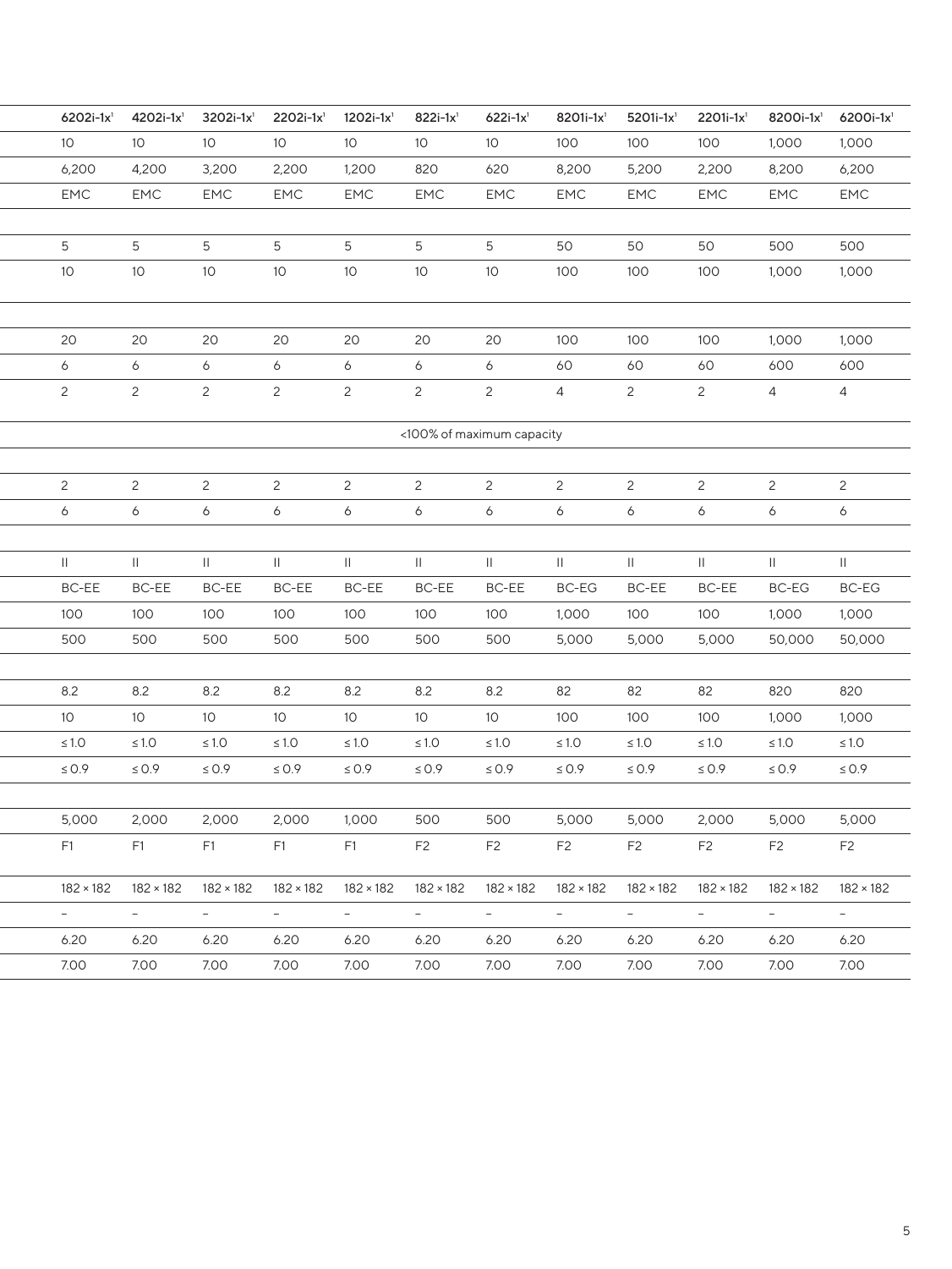| 6202i-1x[1] | 4202i-1x[1] | 3202i-1x[1] | 2202i-1x[1] | 1202i-1x[1] | 822i-1x[1] | 622i-1x[1] | 8201i-1x[1] | 5201i-1x[1] | 2201i-1x[1] | 8200i-1x[1] | 6200i-1x[1] |
|---|---|---|---|---|---|---|---|---|---|---|---|
| 10 | 10 | 10 | 10 | 10 | 10 | 10 | 100 | 100 | 100 | 1,000 | 1,000 |
| 6,200 | 4,200 | 3,200 | 2,200 | 1,200 | 820 | 620 | 8,200 | 5,200 | 2,200 | 8,200 | 6,200 |
| EMC | EMC | EMC | EMC | EMC | EMC | EMC | EMC | EMC | EMC | EMC | EMC |
| | | | | | | | | | | | |
| 5 | 5 | 5 | 5 | 5 | 5 | 5 | 50 | 50 | 50 | 500 | 500 |
| 10 | 10 | 10 | 10 | 10 | 10 | 10 | 100 | 100 | 100 | 1,000 | 1,000 |
| | | | | | | | | | | | |
| 20 | 20 | 20 | 20 | 20 | 20 | 20 | 100 | 100 | 100 | 1,000 | 1,000 |
| 6 | 6 | 6 | 6 | 6 | 6 | 6 | 60 | 60 | 60 | 600 | 600 |
| 2 | 2 | 2 | 2 | 2 | 2 | 2 | 4 | 2 | 2 | 4 | 4 |
| <100% of maximum capacity | | | | | | | | | | | |
| | | | | | | | | | | | |
| 2 | 2 | 2 | 2 | 2 | 2 | 2 | 2 | 2 | 2 | 2 | 2 |
| 6 | 6 | 6 | 6 | 6 | 6 | 6 | 6 | 6 | 6 | 6 | 6 |
| | | | | | | | | | | | |
| II | II | II | II | II | II | II | II | II | II | II | II |
| BC-EE | BC-EE | BC-EE | BC-EE | BC-EE | BC-EE | BC-EE | BC-EG | BC-EE | BC-EE | BC-EG | BC-EG |
| 100 | 100 | 100 | 100 | 100 | 100 | 100 | 1,000 | 100 | 100 | 1,000 | 1,000 |
| 500 | 500 | 500 | 500 | 500 | 500 | 500 | 5,000 | 5,000 | 5,000 | 50,000 | 50,000 |
| | | | | | | | | | | | |
| 8.2 | 8.2 | 8.2 | 8.2 | 8.2 | 8.2 | 8.2 | 82 | 82 | 82 | 820 | 820 |
| 10 | 10 | 10 | 10 | 10 | 10 | 10 | 100 | 100 | 100 | 1,000 | 1,000 |
| ≤ 1.0 | ≤ 1.0 | ≤ 1.0 | ≤ 1.0 | ≤ 1.0 | ≤ 1.0 | ≤ 1.0 | ≤ 1.0 | ≤ 1.0 | ≤ 1.0 | ≤ 1.0 | ≤ 1.0 |
| ≤ 0.9 | ≤ 0.9 | ≤ 0.9 | ≤ 0.9 | ≤ 0.9 | ≤ 0.9 | ≤ 0.9 | ≤ 0.9 | ≤ 0.9 | ≤ 0.9 | ≤ 0.9 | ≤ 0.9 |
| | | | | | | | | | | | |
| 5,000 | 2,000 | 2,000 | 2,000 | 1,000 | 500 | 500 | 5,000 | 5,000 | 2,000 | 5,000 | 5,000 |
| F1 | F1 | F1 | F1 | F1 | F2 | F2 | F2 | F2 | F2 | F2 | F2 |
| 182 × 182 | 182 × 182 | 182 × 182 | 182 × 182 | 182 × 182 | 182 × 182 | 182 × 182 | 182 × 182 | 182 × 182 | 182 × 182 | 182 × 182 | 182 × 182 |
| – | – | – | – | – | – | – | – | – | – | – | – |
| 6.20 | 6.20 | 6.20 | 6.20 | 6.20 | 6.20 | 6.20 | 6.20 | 6.20 | 6.20 | 6.20 | 6.20 |
| 7.00 | 7.00 | 7.00 | 7.00 | 7.00 | 7.00 | 7.00 | 7.00 | 7.00 | 7.00 | 7.00 | 7.00 |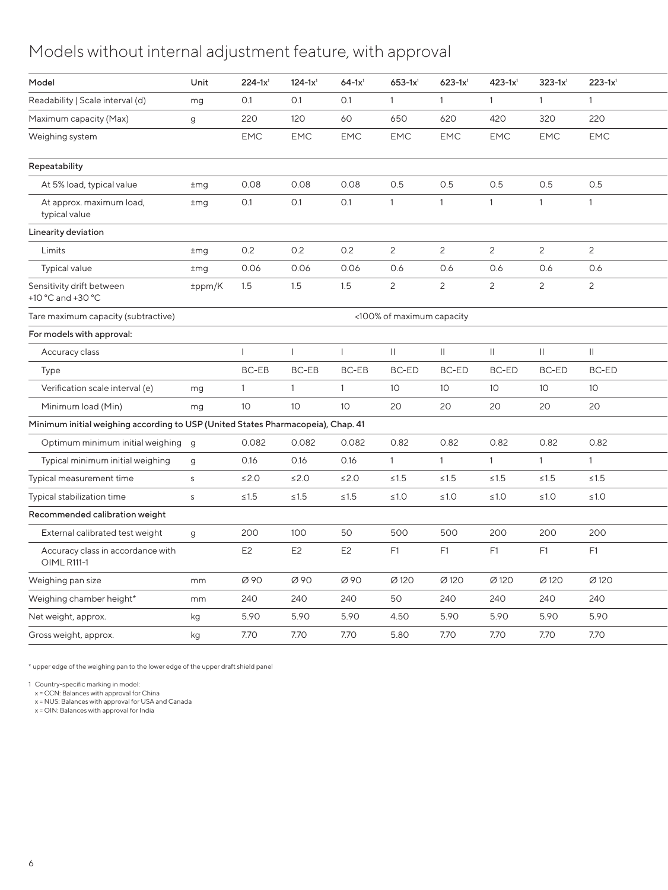# Models without internal adjustment feature, with approval

| Model | Unit | 224-1x[1] | 124-1x[1] | 64-1x[1] | 653-1x[1] | 623-1x[1] | 423-1x[1] | 323-1x[1] | 223-1x[1] |
|---|---|---|---|---|---|---|---|---|---|
| Readability \| Scale interval (d) | mg | 0.1 | 0.1 | 0.1 | 1 | 1 | 1 | 1 | 1 |
| Maximum capacity (Max) | g | 220 | 120 | 60 | 650 | 620 | 420 | 320 | 220 |
| Weighing system | | EMC | EMC | EMC | EMC | EMC | EMC | EMC | EMC |
| **Repeatability** | | | | | | | | | |
| At 5% load, typical value | ±mg | 0.08 | 0.08 | 0.08 | 0.5 | 0.5 | 0.5 | 0.5 | 0.5 |
| At approx. maximum load, typical value | ±mg | 0.1 | 0.1 | 0.1 | 1 | 1 | 1 | 1 | 1 |
| **Linearity deviation** | | | | | | | | | |
| Limits | ±mg | 0.2 | 0.2 | 0.2 | 2 | 2 | 2 | 2 | 2 |
| Typical value | ±mg | 0.06 | 0.06 | 0.06 | 0.6 | 0.6 | 0.6 | 0.6 | 0.6 |
| Sensitivity drift between +10 °C and +30 °C | ±ppm/K | 1.5 | 1.5 | 1.5 | 2 | 2 | 2 | 2 | 2 |
| Tare maximum capacity (subtractive) | | <100% of maximum capacity | | | | | | | |
| **For models with approval:** | | | | | | | | | |
| Accuracy class | | I | I | I | II | II | II | II | II |
| Type | | BC-EB | BC-EB | BC-EB | BC-ED | BC-ED | BC-ED | BC-ED | BC-ED |
| Verification scale interval (e) | mg | 1 | 1 | 1 | 10 | 10 | 10 | 10 | 10 |
| Minimum load (Min) | mg | 10 | 10 | 10 | 20 | 20 | 20 | 20 | 20 |
| **Minimum initial weighing according to USP (United States Pharmacopeia), Chap. 41** | | | | | | | | | |
| Optimum minimum initial weighing | g | 0.082 | 0.082 | 0.082 | 0.82 | 0.82 | 0.82 | 0.82 | 0.82 |
| Typical minimum initial weighing | g | 0.16 | 0.16 | 0.16 | 1 | 1 | 1 | 1 | 1 |
| Typical measurement time | s | ≤2.0 | ≤2.0 | ≤2.0 | ≤1.5 | ≤1.5 | ≤1.5 | ≤1.5 | ≤1.5 |
| Typical stabilization time | s | ≤1.5 | ≤1.5 | ≤1.5 | ≤1.0 | ≤1.0 | ≤1.0 | ≤1.0 | ≤1.0 |
| **Recommended calibration weight** | | | | | | | | | |
| External calibrated test weight | g | 200 | 100 | 50 | 500 | 500 | 200 | 200 | 200 |
| Accuracy class in accordance with OIML R111-1 | | E2 | E2 | E2 | F1 | F1 | F1 | F1 | F1 |
| Weighing pan size | mm | Ø 90 | Ø 90 | Ø 90 | Ø 120 | Ø 120 | Ø 120 | Ø 120 | Ø 120 |
| Weighing chamber height* | mm | 240 | 240 | 240 | 50 | 240 | 240 | 240 | 240 |
| Net weight, approx. | kg | 5.90 | 5.90 | 5.90 | 4.50 | 5.90 | 5.90 | 5.90 | 5.90 |
| Gross weight, approx. | kg | 7.70 | 7.70 | 7.70 | 5.80 | 7.70 | 7.70 | 7.70 | 7.70 |

* upper edge of the weighing pan to the lower edge of the upper draft shield panel

1 Country-specific marking in model:
x = CCN: Balances with approval for China
x = NUS: Balances with approval for USA and Canada
x = OIN: Balances with approval for India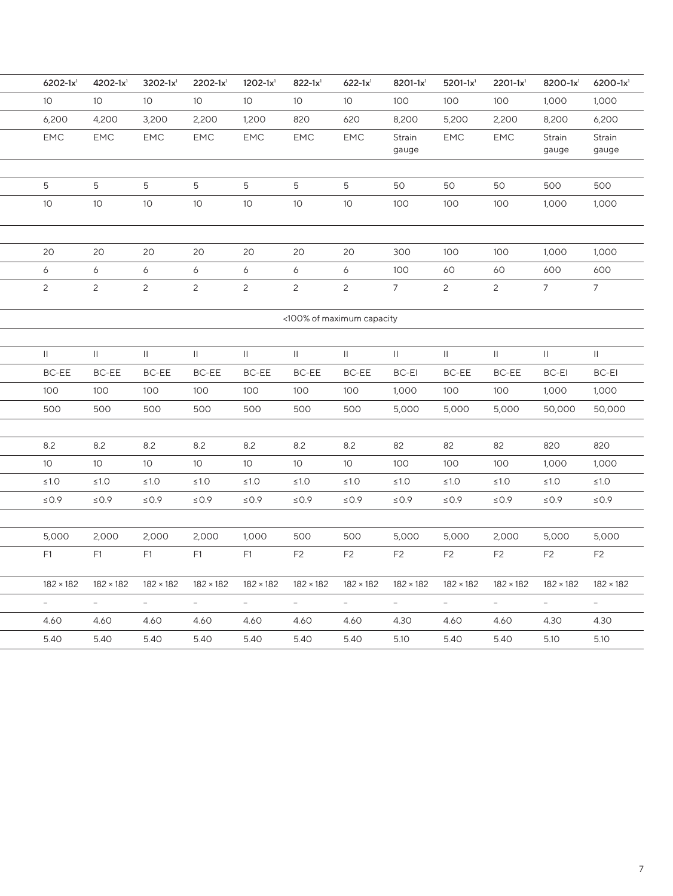| 6202-1x[1] | 4202-1x[1] | 3202-1x[1] | 2202-1x[1] | 1202-1x[1] | 822-1x[1] | 622-1x[1] | 8201-1x[1] | 5201-1x[1] | 2201-1x[1] | 8200-1x[1] | 6200-1x[1] |
|---|---|---|---|---|---|---|---|---|---|---|---|
| 10 | 10 | 10 | 10 | 10 | 10 | 10 | 100 | 100 | 100 | 1,000 | 1,000 |
| 6,200 | 4,200 | 3,200 | 2,200 | 1,200 | 820 | 620 | 8,200 | 5,200 | 2,200 | 8,200 | 6,200 |
| EMC | EMC | EMC | EMC | EMC | EMC | EMC | Strain gauge | EMC | EMC | Strain gauge | Strain gauge |
| | | | | | | | | | | | |
| 5 | 5 | 5 | 5 | 5 | 5 | 5 | 50 | 50 | 50 | 500 | 500 |
| 10 | 10 | 10 | 10 | 10 | 10 | 10 | 100 | 100 | 100 | 1,000 | 1,000 |
| | | | | | | | | | | | |
| 20 | 20 | 20 | 20 | 20 | 20 | 20 | 300 | 100 | 100 | 1,000 | 1,000 |
| 6 | 6 | 6 | 6 | 6 | 6 | 6 | 100 | 60 | 60 | 600 | 600 |
| 2 | 2 | 2 | 2 | 2 | 2 | 2 | 7 | 2 | 2 | 7 | 7 |
| <100% of maximum capacity | | | | | | | | | | | |
| | | | | | | | | | | | |
| II | II | II | II | II | II | II | II | II | II | II | II |
| BC-EE | BC-EE | BC-EE | BC-EE | BC-EE | BC-EE | BC-EE | BC-EI | BC-EE | BC-EE | BC-EI | BC-EI |
| 100 | 100 | 100 | 100 | 100 | 100 | 100 | 1,000 | 100 | 100 | 1,000 | 1,000 |
| 500 | 500 | 500 | 500 | 500 | 500 | 500 | 5,000 | 5,000 | 5,000 | 50,000 | 50,000 |
| | | | | | | | | | | | |
| 8.2 | 8.2 | 8.2 | 8.2 | 8.2 | 8.2 | 8.2 | 82 | 82 | 82 | 820 | 820 |
| 10 | 10 | 10 | 10 | 10 | 10 | 10 | 100 | 100 | 100 | 1,000 | 1,000 |
| ≤1.0 | ≤1.0 | ≤1.0 | ≤1.0 | ≤1.0 | ≤1.0 | ≤1.0 | ≤1.0 | ≤1.0 | ≤1.0 | ≤1.0 | ≤1.0 |
| ≤0.9 | ≤0.9 | ≤0.9 | ≤0.9 | ≤0.9 | ≤0.9 | ≤0.9 | ≤0.9 | ≤0.9 | ≤0.9 | ≤0.9 | ≤0.9 |
| | | | | | | | | | | | |
| 5,000 | 2,000 | 2,000 | 2,000 | 1,000 | 500 | 500 | 5,000 | 5,000 | 2,000 | 5,000 | 5,000 |
| F1 | F1 | F1 | F1 | F1 | F2 | F2 | F2 | F2 | F2 | F2 | F2 |
| 182 × 182 | 182 × 182 | 182 × 182 | 182 × 182 | 182 × 182 | 182 × 182 | 182 × 182 | 182 × 182 | 182 × 182 | 182 × 182 | 182 × 182 | 182 × 182 |
| – | – | – | – | – | – | – | – | – | – | – | – |
| 4.60 | 4.60 | 4.60 | 4.60 | 4.60 | 4.60 | 4.60 | 4.30 | 4.60 | 4.60 | 4.30 | 4.30 |
| 5.40 | 5.40 | 5.40 | 5.40 | 5.40 | 5.40 | 5.40 | 5.10 | 5.40 | 5.40 | 5.10 | 5.10 |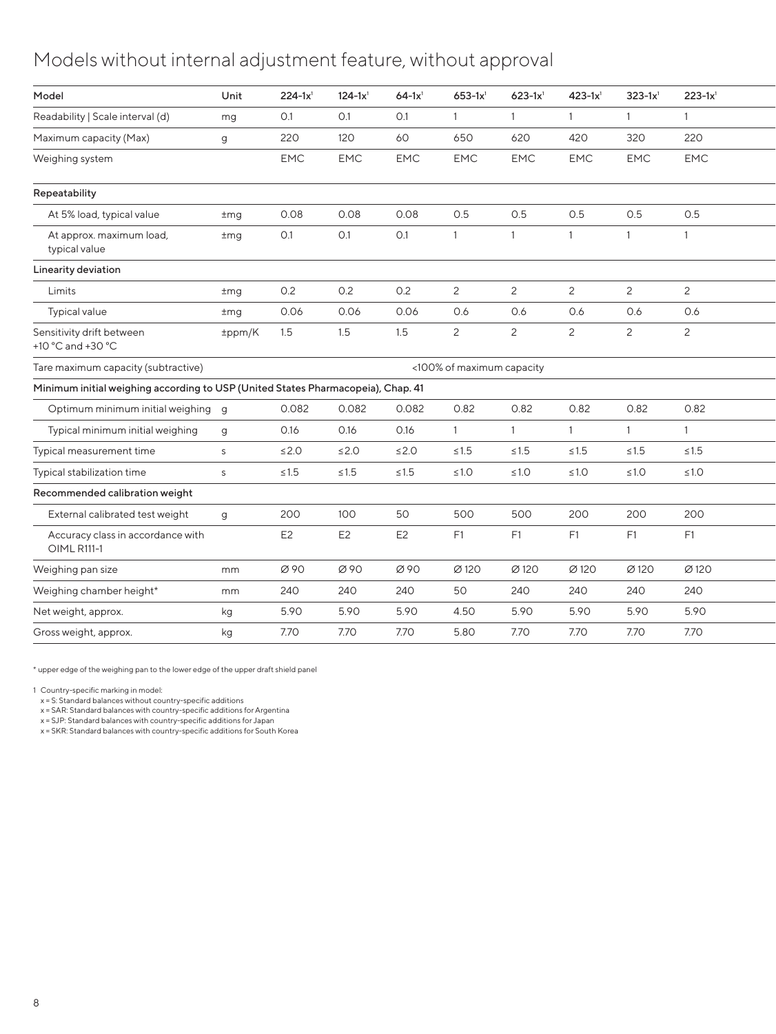# Models without internal adjustment feature, without approval

| Model | Unit | 224-1x[1] | 124-1x[1] | 64-1x[1] | 653-1x[1] | 623-1x[1] | 423-1x[1] | 323-1x[1] | 223-1x[1] |
|---|---|---|---|---|---|---|---|---|---|
| Readability \| Scale interval (d) | mg | 0.1 | 0.1 | 0.1 | 1 | 1 | 1 | 1 | 1 |
| Maximum capacity (Max) | g | 220 | 120 | 60 | 650 | 620 | 420 | 320 | 220 |
| Weighing system | | EMC | EMC | EMC | EMC | EMC | EMC | EMC | EMC |
| **Repeatability** | | | | | | | | | |
| At 5% load, typical value | ±mg | 0.08 | 0.08 | 0.08 | 0.5 | 0.5 | 0.5 | 0.5 | 0.5 |
| At approx. maximum load, typical value | ±mg | 0.1 | 0.1 | 0.1 | 1 | 1 | 1 | 1 | 1 |
| **Linearity deviation** | | | | | | | | | |
| Limits | ±mg | 0.2 | 0.2 | 0.2 | 2 | 2 | 2 | 2 | 2 |
| Typical value | ±mg | 0.06 | 0.06 | 0.06 | 0.6 | 0.6 | 0.6 | 0.6 | 0.6 |
| Sensitivity drift between +10 °C and +30 °C | ±ppm/K | 1.5 | 1.5 | 1.5 | 2 | 2 | 2 | 2 | 2 |
| Tare maximum capacity (subtractive) | | <100% of maximum capacity | | | | | | | |
| **Minimum initial weighing according to USP (United States Pharmacopeia), Chap. 41** | | | | | | | | | |
| Optimum minimum initial weighing | g | 0.082 | 0.082 | 0.082 | 0.82 | 0.82 | 0.82 | 0.82 | 0.82 |
| Typical minimum initial weighing | g | 0.16 | 0.16 | 0.16 | 1 | 1 | 1 | 1 | 1 |
| Typical measurement time | s | ≤2.0 | ≤2.0 | ≤2.0 | ≤1.5 | ≤1.5 | ≤1.5 | ≤1.5 | ≤1.5 |
| Typical stabilization time | s | ≤1.5 | ≤1.5 | ≤1.5 | ≤1.0 | ≤1.0 | ≤1.0 | ≤1.0 | ≤1.0 |
| **Recommended calibration weight** | | | | | | | | | |
| External calibrated test weight | g | 200 | 100 | 50 | 500 | 500 | 200 | 200 | 200 |
| Accuracy class in accordance with OIML R111-1 | | E2 | E2 | E2 | F1 | F1 | F1 | F1 | F1 |
| Weighing pan size | mm | Ø 90 | Ø 90 | Ø 90 | Ø 120 | Ø 120 | Ø 120 | Ø 120 | Ø 120 |
| Weighing chamber height* | mm | 240 | 240 | 240 | 50 | 240 | 240 | 240 | 240 |
| Net weight, approx. | kg | 5.90 | 5.90 | 5.90 | 4.50 | 5.90 | 5.90 | 5.90 | 5.90 |
| Gross weight, approx. | kg | 7.70 | 7.70 | 7.70 | 5.80 | 7.70 | 7.70 | 7.70 | 7.70 |

\* upper edge of the weighing pan to the lower edge of the upper draft shield panel

1 Country-specific marking in model:
x = S: Standard balances without country-specific additions
x = SAR: Standard balances with country-specific additions for Argentina
x = SJP: Standard balances with country-specific additions for Japan
x = SKR: Standard balances with country-specific additions for South Korea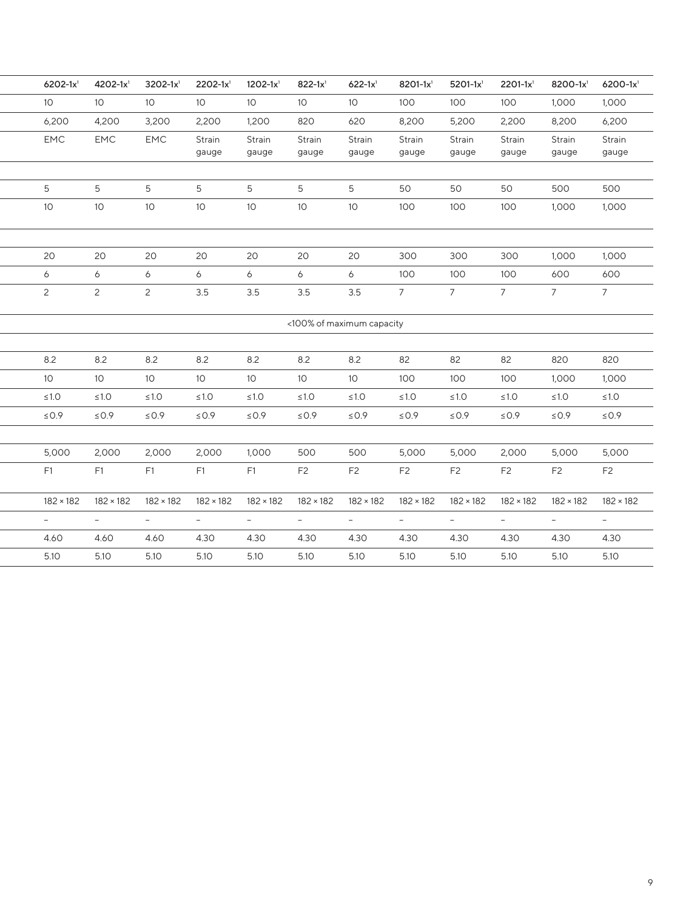| 6202-1x[1] | 4202-1x[1] | 3202-1x[1] | 2202-1x[1] | 1202-1x[1] | 822-1x[1] | 622-1x[1] | 8201-1x[1] | 5201-1x[1] | 2201-1x[1] | 8200-1x[1] | 6200-1x[1] |
|---|---|---|---|---|---|---|---|---|---|---|---|
| 10 | 10 | 10 | 10 | 10 | 10 | 10 | 100 | 100 | 100 | 1,000 | 1,000 |
| 6,200 | 4,200 | 3,200 | 2,200 | 1,200 | 820 | 620 | 8,200 | 5,200 | 2,200 | 8,200 | 6,200 |
| EMC | EMC | EMC | Strain gauge | Strain gauge | Strain gauge | Strain gauge | Strain gauge | Strain gauge | Strain gauge | Strain gauge | Strain gauge |
| | | | | | | | | | | | |
| 5 | 5 | 5 | 5 | 5 | 5 | 5 | 50 | 50 | 50 | 500 | 500 |
| 10 | 10 | 10 | 10 | 10 | 10 | 10 | 100 | 100 | 100 | 1,000 | 1,000 |
| | | | | | | | | | | | |
| 20 | 20 | 20 | 20 | 20 | 20 | 20 | 300 | 300 | 300 | 1,000 | 1,000 |
| 6 | 6 | 6 | 6 | 6 | 6 | 6 | 100 | 100 | 100 | 600 | 600 |
| 2 | 2 | 2 | 3.5 | 3.5 | 3.5 | 3.5 | 7 | 7 | 7 | 7 | 7 |
| <100% of maximum capacity | | | | | | | | | | | |
| | | | | | | | | | | | |
| 8.2 | 8.2 | 8.2 | 8.2 | 8.2 | 8.2 | 8.2 | 82 | 82 | 82 | 820 | 820 |
| 10 | 10 | 10 | 10 | 10 | 10 | 10 | 100 | 100 | 100 | 1,000 | 1,000 |
| ≤1.0 | ≤1.0 | ≤1.0 | ≤1.0 | ≤1.0 | ≤1.0 | ≤1.0 | ≤1.0 | ≤1.0 | ≤1.0 | ≤1.0 | ≤1.0 |
| ≤0.9 | ≤0.9 | ≤0.9 | ≤0.9 | ≤0.9 | ≤0.9 | ≤0.9 | ≤0.9 | ≤0.9 | ≤0.9 | ≤0.9 | ≤0.9 |
| | | | | | | | | | | | |
| 5,000 | 2,000 | 2,000 | 2,000 | 1,000 | 500 | 500 | 5,000 | 5,000 | 2,000 | 5,000 | 5,000 |
| F1 | F1 | F1 | F1 | F1 | F2 | F2 | F2 | F2 | F2 | F2 | F2 |
| 182 × 182 | 182 × 182 | 182 × 182 | 182 × 182 | 182 × 182 | 182 × 182 | 182 × 182 | 182 × 182 | 182 × 182 | 182 × 182 | 182 × 182 | 182 × 182 |
| – | – | – | – | – | – | – | – | – | – | – | – |
| 4.60 | 4.60 | 4.60 | 4.30 | 4.30 | 4.30 | 4.30 | 4.30 | 4.30 | 4.30 | 4.30 | 4.30 |
| 5.10 | 5.10 | 5.10 | 5.10 | 5.10 | 5.10 | 5.10 | 5.10 | 5.10 | 5.10 | 5.10 | 5.10 |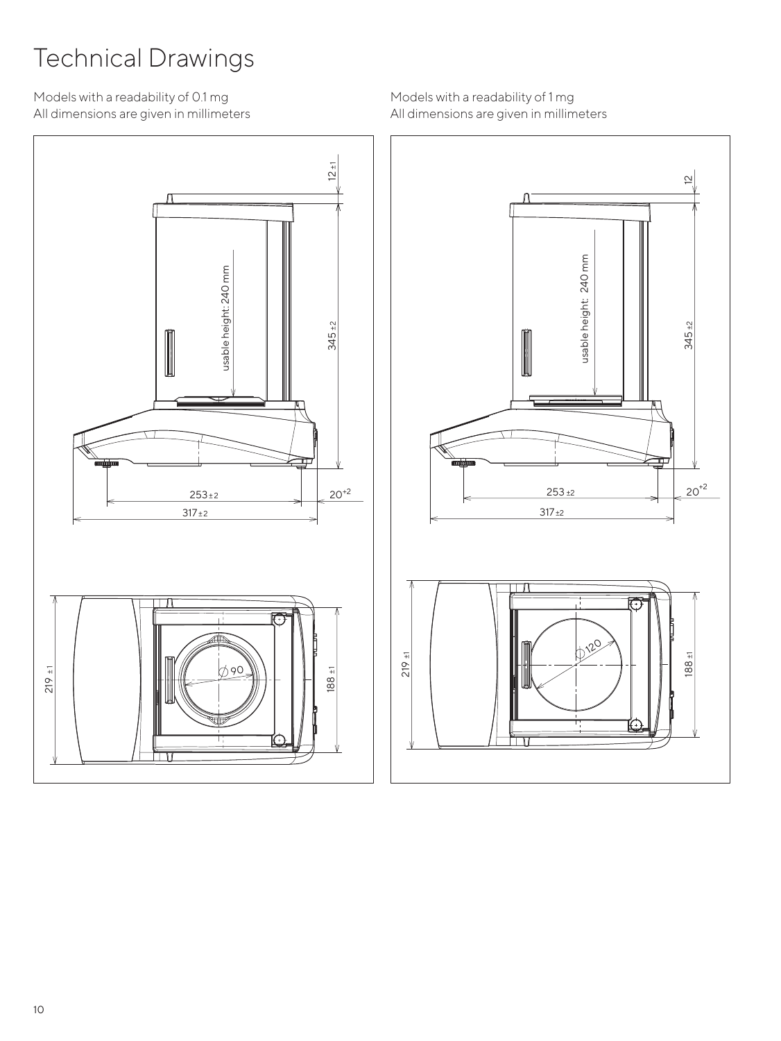# Technical Drawings

Models with a readability of 0.1 mg
All dimensions are given in millimeters

12 ±1

usable height: 240 mm

345 ±2

253 ±2

$20^{+2}$

317 ±2

219 ±1

Ø 90

188 ±1

Models with a readability of 1 mg
All dimensions are given in millimeters

12

usable height: 240 mm

345 ±2

253 ±2

$20^{+2}$

317 ±2

219 ±1

Ø 120

188 ±1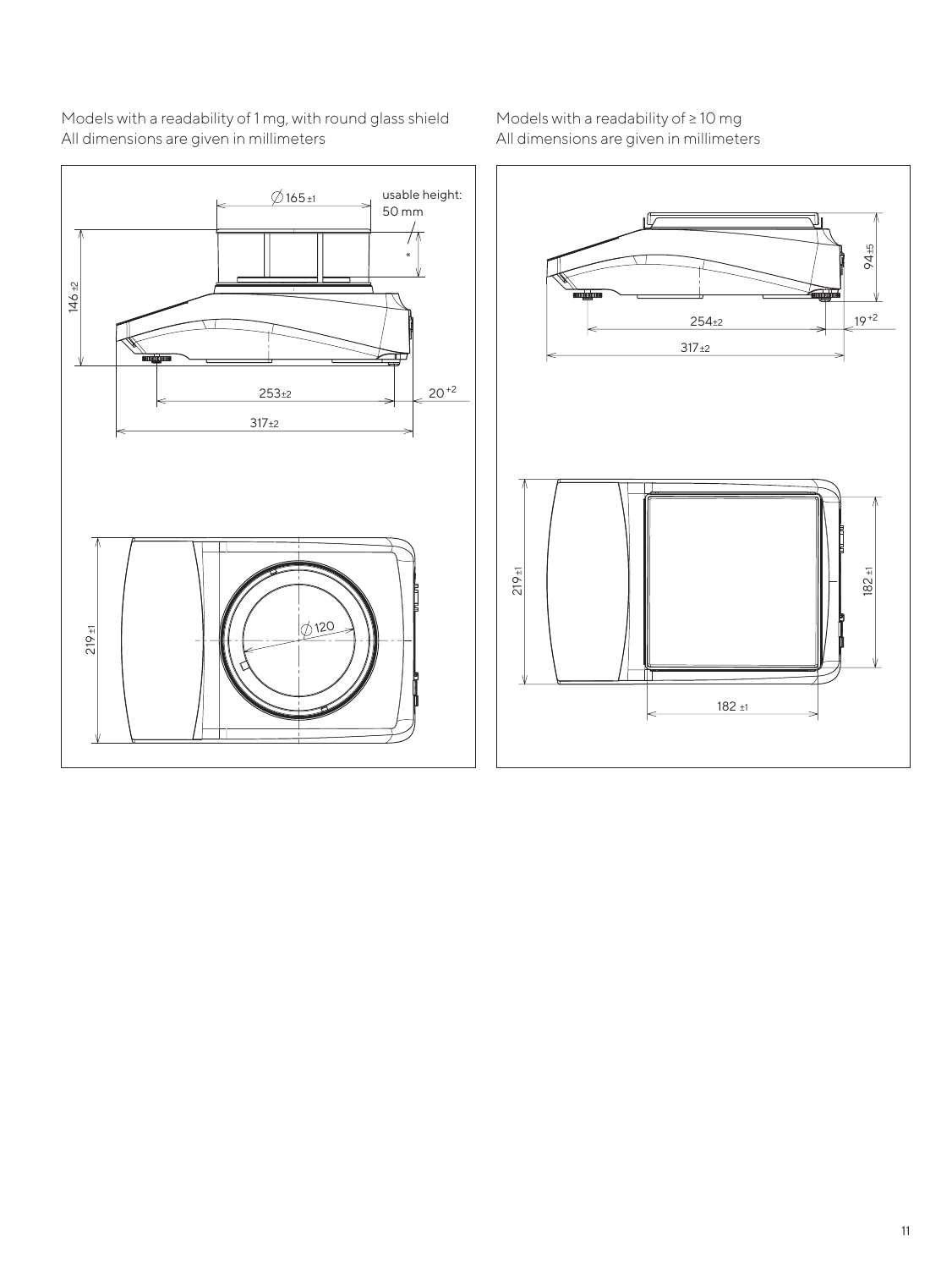Models with a readability of 1 mg, with round glass shield
All dimensions are given in millimeters

∅165 ±1

usable height: 50 mm

*

146 ±2

253±2

$20^{+2}$

317±2

219 ±1

∅120

Models with a readability of ≥ 10 mg
All dimensions are given in millimeters

94 ±5

254±2

$19^{+2}$

317±2

219 ±1

182 ±1

182 ±1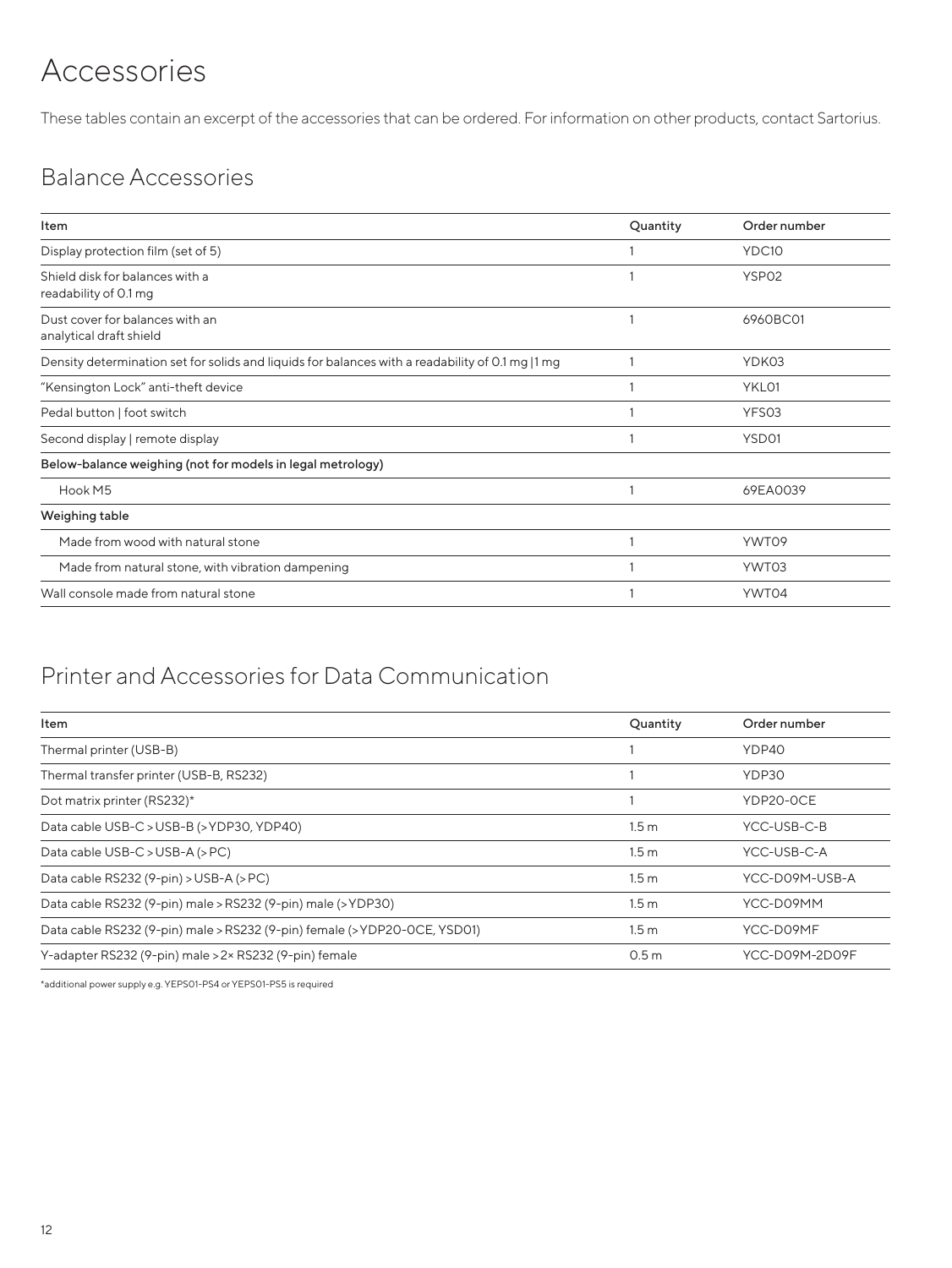# Accessories

These tables contain an excerpt of the accessories that can be ordered. For information on other products, contact Sartorius.

## Balance Accessories

| Item | Quantity | Order number |
|---|---|---|
| Display protection film (set of 5) | 1 | YDC10 |
| Shield disk for balances with a readability of 0.1 mg | 1 | YSP02 |
| Dust cover for balances with an analytical draft shield | 1 | 6960BC01 |
| Density determination set for solids and liquids for balances with a readability of 0.1 mg \|1 mg | 1 | YDK03 |
| "Kensington Lock" anti-theft device | 1 | YKL01 |
| Pedal button \| foot switch | 1 | YFS03 |
| Second display \| remote display | 1 | YSD01 |
| **Below-balance weighing (not for models in legal metrology)** | | |
| Hook M5 | 1 | 69EA0039 |
| **Weighing table** | | |
| Made from wood with natural stone | 1 | YWT09 |
| Made from natural stone, with vibration dampening | 1 | YWT03 |
| Wall console made from natural stone | 1 | YWT04 |

## Printer and Accessories for Data Communication

| Item | Quantity | Order number |
|---|---|---|
| Thermal printer (USB-B) | 1 | YDP40 |
| Thermal transfer printer (USB-B, RS232) | 1 | YDP30 |
| Dot matrix printer (RS232)* | 1 | YDP20-0CE |
| Data cable USB-C > USB-B (> YDP30, YDP40) | 1.5 m | YCC-USB-C-B |
| Data cable USB-C > USB-A (> PC) | 1.5 m | YCC-USB-C-A |
| Data cable RS232 (9-pin) > USB-A (> PC) | 1.5 m | YCC-D09M-USB-A |
| Data cable RS232 (9-pin) male > RS232 (9-pin) male (> YDP30) | 1.5 m | YCC-D09MM |
| Data cable RS232 (9-pin) male > RS232 (9-pin) female (> YDP20-0CE, YSD01) | 1.5 m | YCC-D09MF |
| Y-adapter RS232 (9-pin) male > 2× RS232 (9-pin) female | 0.5 m | YCC-D09M-2D09F |

*additional power supply e.g. YEPS01-PS4 or YEPS01-PS5 is required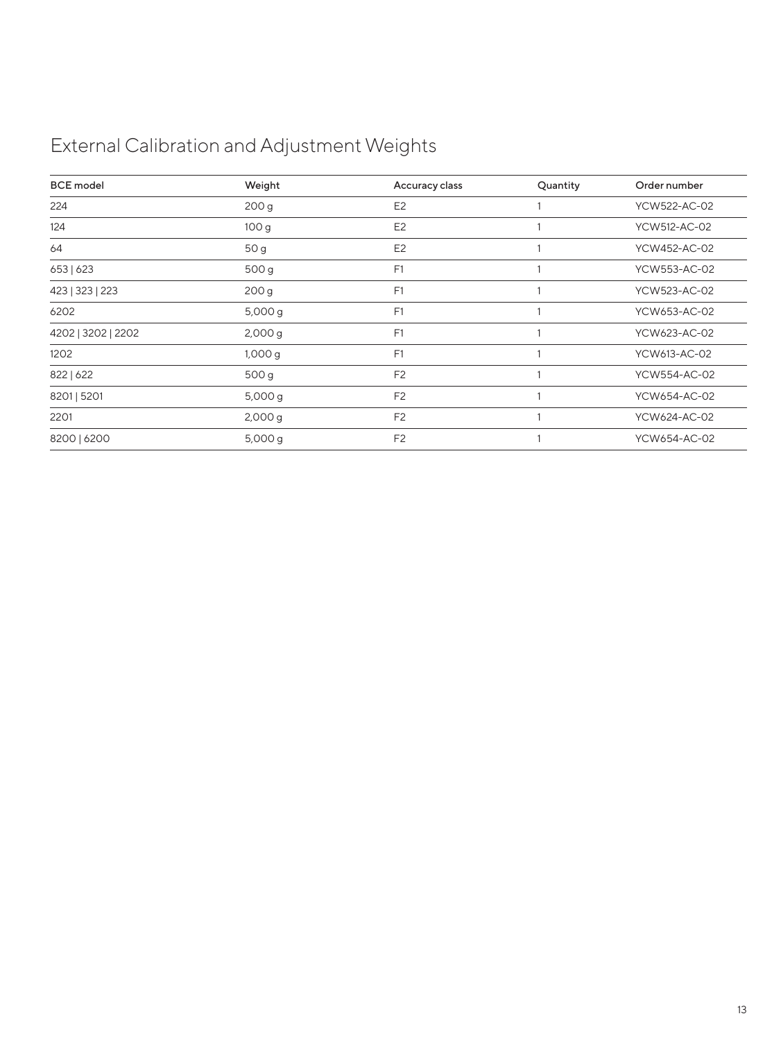# External Calibration and Adjustment Weights

| BCE model | Weight | Accuracy class | Quantity | Order number |
|---|---|---|---|---|
| 224 | 200 g | E2 | 1 | YCW522-AC-02 |
| 124 | 100 g | E2 | 1 | YCW512-AC-02 |
| 64 | 50 g | E2 | 1 | YCW452-AC-02 |
| 653 \| 623 | 500 g | F1 | 1 | YCW553-AC-02 |
| 423 \| 323 \| 223 | 200 g | F1 | 1 | YCW523-AC-02 |
| 6202 | 5,000 g | F1 | 1 | YCW653-AC-02 |
| 4202 \| 3202 \| 2202 | 2,000 g | F1 | 1 | YCW623-AC-02 |
| 1202 | 1,000 g | F1 | 1 | YCW613-AC-02 |
| 822 \| 622 | 500 g | F2 | 1 | YCW554-AC-02 |
| 8201 \| 5201 | 5,000 g | F2 | 1 | YCW654-AC-02 |
| 2201 | 2,000 g | F2 | 1 | YCW624-AC-02 |
| 8200 \| 6200 | 5,000 g | F2 | 1 | YCW654-AC-02 |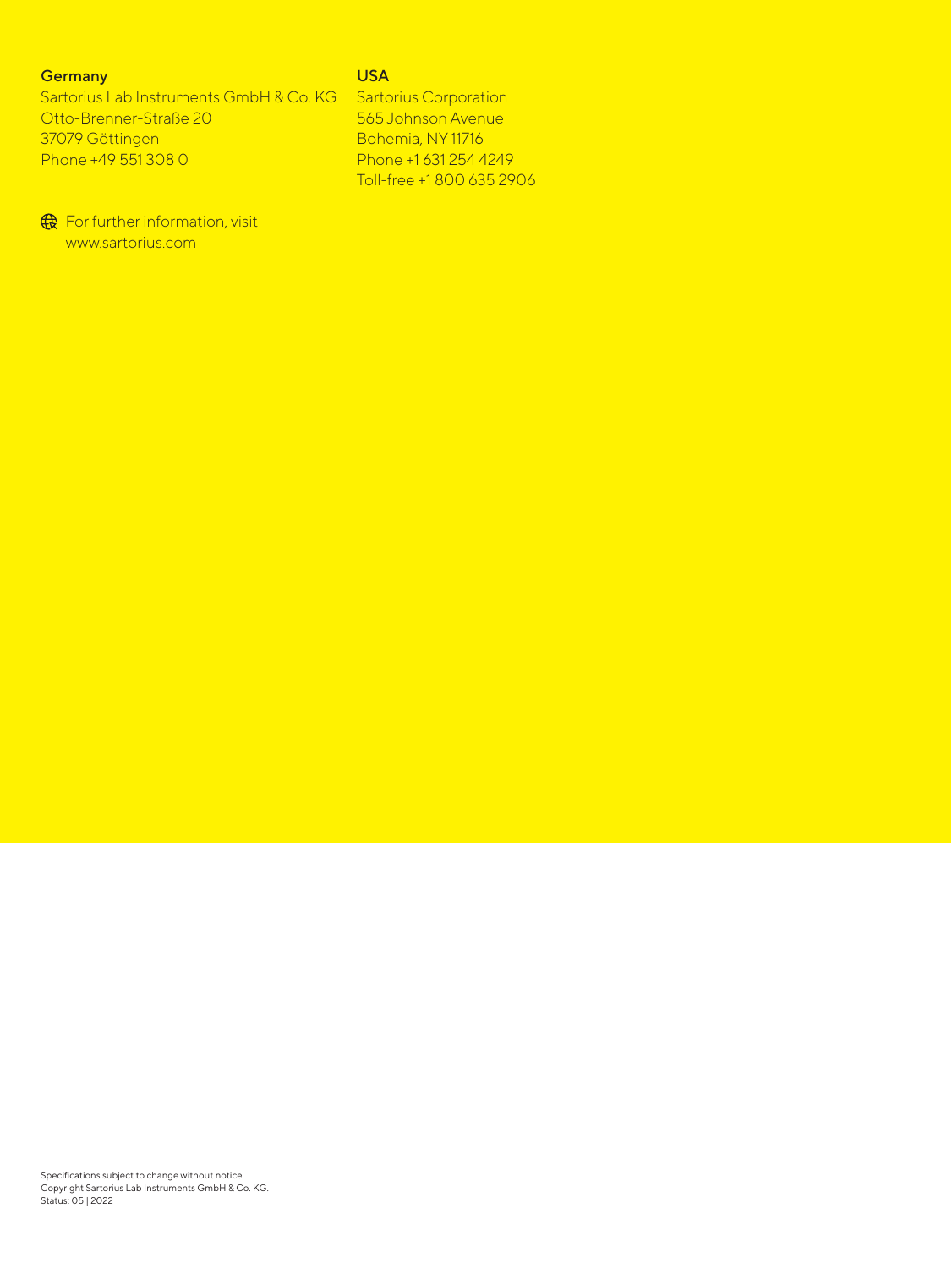**Germany**
Sartorius Lab Instruments GmbH & Co. KG
Otto-Brenner-Straße 20
37079 Göttingen
Phone +49 551 308 0

**USA**
Sartorius Corporation
565 Johnson Avenue
Bohemia, NY 11716
Phone +1 631 254 4249
Toll-free +1 800 635 2906

For further information, visit
www.sartorius.com

Specifications subject to change without notice.
Copyright Sartorius Lab Instruments GmbH & Co. KG.
Status: 05 | 2022